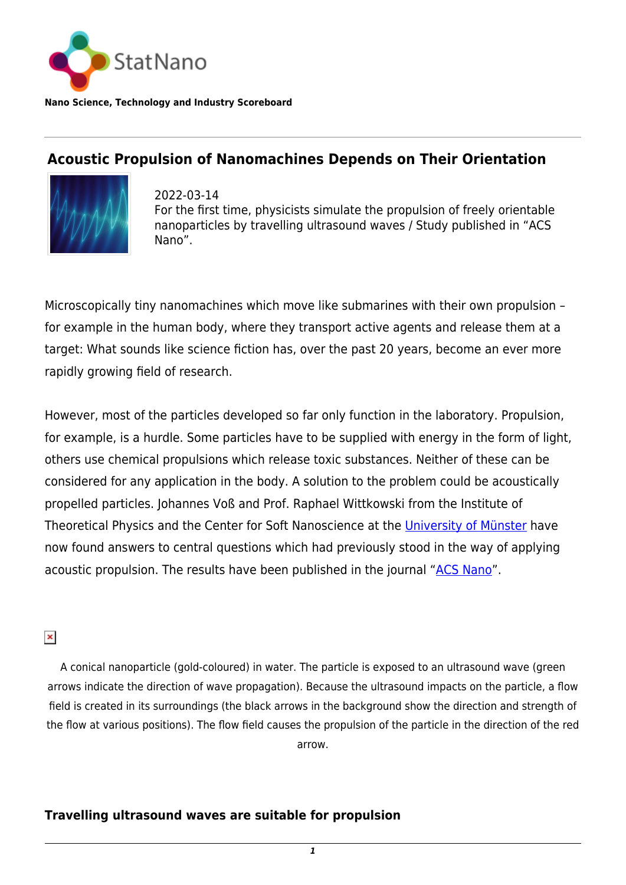StatNano

**Nano Science, Technology and Industry Scoreboard**

## Acoustic Propulsion of Nanomachines Depends on Their Orientation

2022-03-14
For the first time, physicists simulate the propulsion of freely orientable nanoparticles by travelling ultrasound waves / Study published in "ACS Nano".

Microscopically tiny nanomachines which move like submarines with their own propulsion – for example in the human body, where they transport active agents and release them at a target: What sounds like science fiction has, over the past 20 years, become an ever more rapidly growing field of research.

However, most of the particles developed so far only function in the laboratory. Propulsion, for example, is a hurdle. Some particles have to be supplied with energy in the form of light, others use chemical propulsions which release toxic substances. Neither of these can be considered for any application in the body. A solution to the problem could be acoustically propelled particles. Johannes Voß and Prof. Raphael Wittkowski from the Institute of Theoretical Physics and the Center for Soft Nanoscience at the University of Münster have now found answers to central questions which had previously stood in the way of applying acoustic propulsion. The results have been published in the journal "ACS Nano".

A conical nanoparticle (gold-coloured) in water. The particle is exposed to an ultrasound wave (green arrows indicate the direction of wave propagation). Because the ultrasound impacts on the particle, a flow field is created in its surroundings (the black arrows in the background show the direction and strength of the flow at various positions). The flow field causes the propulsion of the particle in the direction of the red arrow.

### Travelling ultrasound waves are suitable for propulsion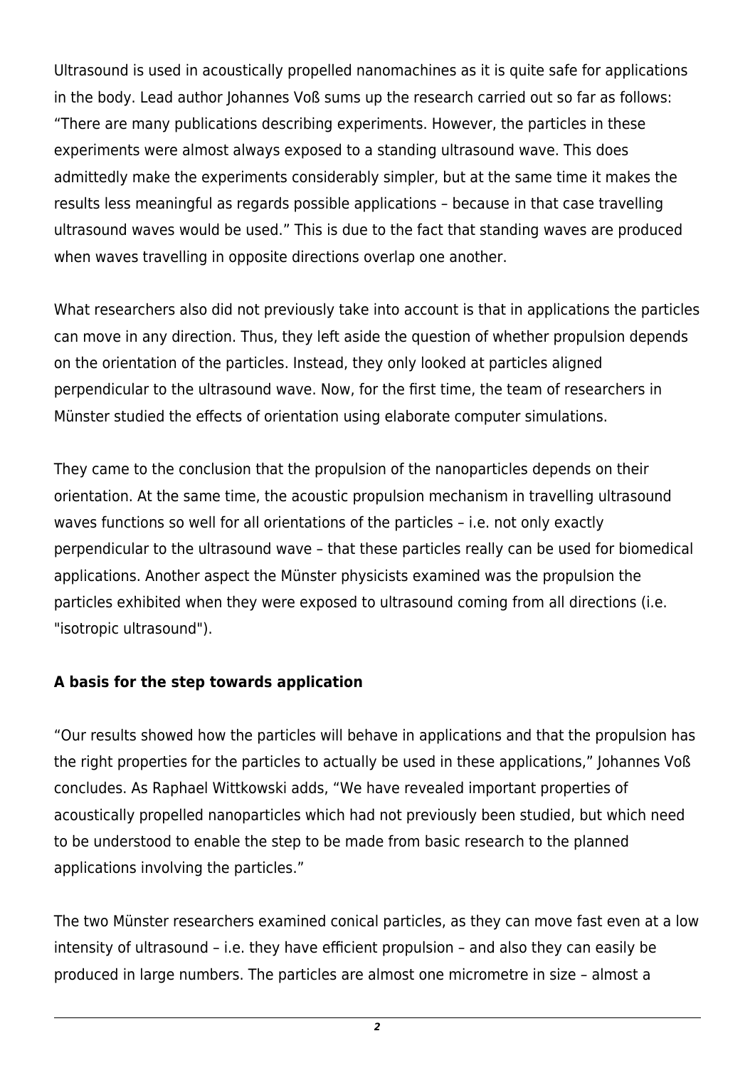Ultrasound is used in acoustically propelled nanomachines as it is quite safe for applications in the body. Lead author Johannes Voß sums up the research carried out so far as follows: “There are many publications describing experiments. However, the particles in these experiments were almost always exposed to a standing ultrasound wave. This does admittedly make the experiments considerably simpler, but at the same time it makes the results less meaningful as regards possible applications – because in that case travelling ultrasound waves would be used.” This is due to the fact that standing waves are produced when waves travelling in opposite directions overlap one another.

What researchers also did not previously take into account is that in applications the particles can move in any direction. Thus, they left aside the question of whether propulsion depends on the orientation of the particles. Instead, they only looked at particles aligned perpendicular to the ultrasound wave. Now, for the first time, the team of researchers in Münster studied the effects of orientation using elaborate computer simulations.

They came to the conclusion that the propulsion of the nanoparticles depends on their orientation. At the same time, the acoustic propulsion mechanism in travelling ultrasound waves functions so well for all orientations of the particles – i.e. not only exactly perpendicular to the ultrasound wave – that these particles really can be used for biomedical applications. Another aspect the Münster physicists examined was the propulsion the particles exhibited when they were exposed to ultrasound coming from all directions (i.e. "isotropic ultrasound").

**A basis for the step towards application**

“Our results showed how the particles will behave in applications and that the propulsion has the right properties for the particles to actually be used in these applications,” Johannes Voß concludes. As Raphael Wittkowski adds, “We have revealed important properties of acoustically propelled nanoparticles which had not previously been studied, but which need to be understood to enable the step to be made from basic research to the planned applications involving the particles.”

The two Münster researchers examined conical particles, as they can move fast even at a low intensity of ultrasound – i.e. they have efficient propulsion – and also they can easily be produced in large numbers. The particles are almost one micrometre in size – almost a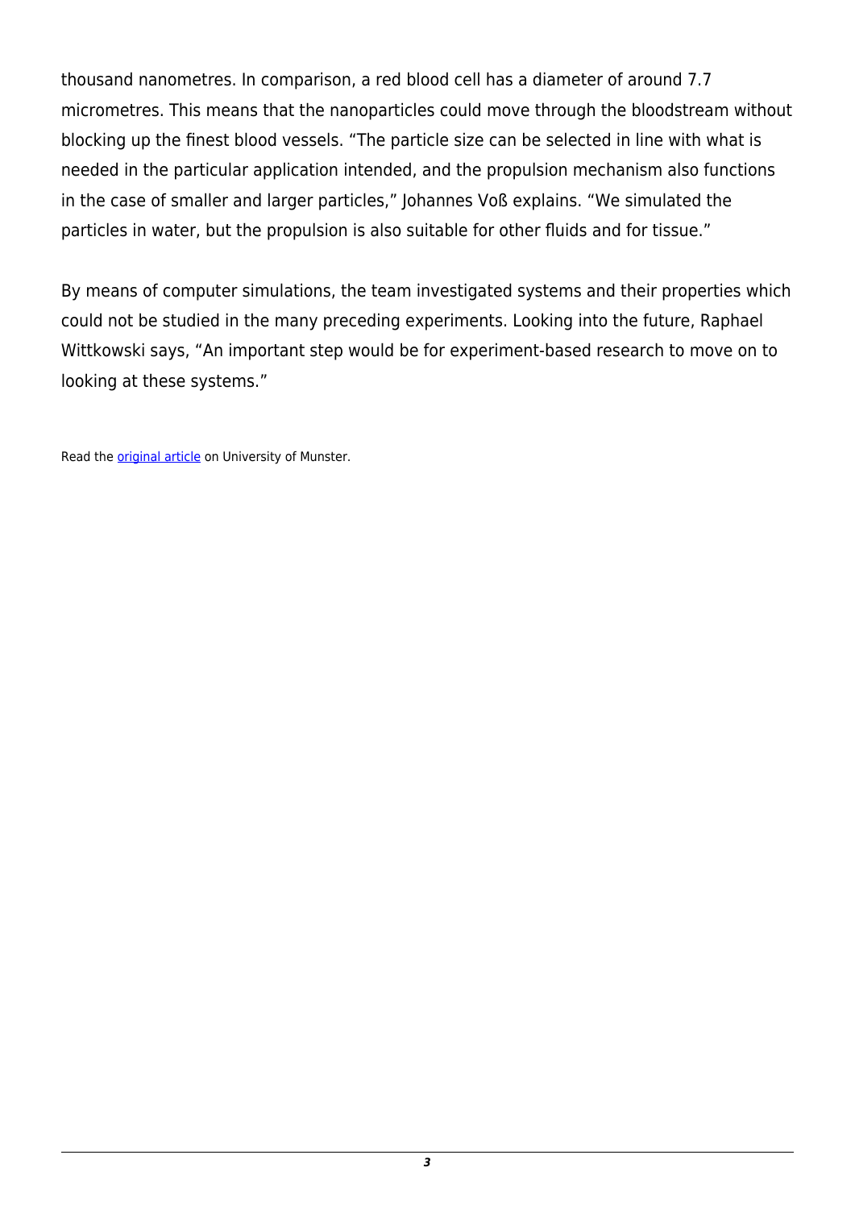thousand nanometres. In comparison, a red blood cell has a diameter of around 7.7 micrometres. This means that the nanoparticles could move through the bloodstream without blocking up the finest blood vessels. “The particle size can be selected in line with what is needed in the particular application intended, and the propulsion mechanism also functions in the case of smaller and larger particles,” Johannes Voß explains. “We simulated the particles in water, but the propulsion is also suitable for other fluids and for tissue.”

By means of computer simulations, the team investigated systems and their properties which could not be studied in the many preceding experiments. Looking into the future, Raphael Wittkowski says, “An important step would be for experiment-based research to move on to looking at these systems.”

Read the original article on University of Munster.